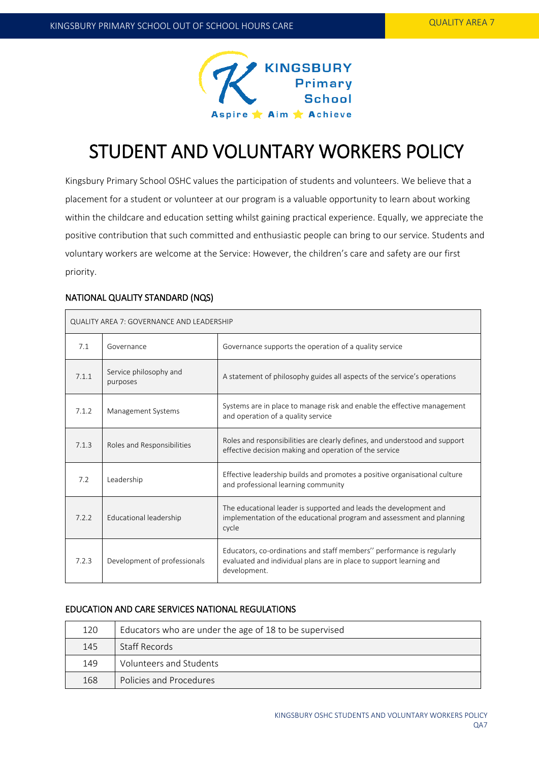# STUDENT AND VOLUNTARY WORKERS POLICY

Kingsbury Primary School OSHC values the participation of students and volunteers. We believe that a placement for a student or volunteer at our program is a valuable opportunity to learn about working within the childcare and education setting whilst gaining practical experience. Equally, we appreciate the positive contribution that such committed and enthusiastic people can bring to our service. Students and voluntary workers are welcome at the Service: However, the children's care and safety are our first priority.

## NATIONAL QUALITY STANDARD (NQS)

| QUALITY AREA 7: GOVERNANCE AND LEADERSHIP | | |
|---|---|---|
| 7.1 | Governance | Governance supports the operation of a quality service |
| 7.1.1 | Service philosophy and purposes | A statement of philosophy guides all aspects of the service's operations |
| 7.1.2 | Management Systems | Systems are in place to manage risk and enable the effective management and operation of a quality service |
| 7.1.3 | Roles and Responsibilities | Roles and responsibilities are clearly defines, and understood and support effective decision making and operation of the service |
| 7.2 | Leadership | Effective leadership builds and promotes a positive organisational culture and professional learning community |
| 7.2.2 | Educational leadership | The educational leader is supported and leads the development and implementation of the educational program and assessment and planning cycle |
| 7.2.3 | Development of professionals | Educators, co-ordinations and staff members'' performance is regularly evaluated and individual plans are in place to support learning and development. |

## EDUCATION AND CARE SERVICES NATIONAL REGULATIONS

| | |
|---|---|
| 120 | Educators who are under the age of 18 to be supervised |
| 145 | Staff Records |
| 149 | Volunteers and Students |
| 168 | Policies and Procedures |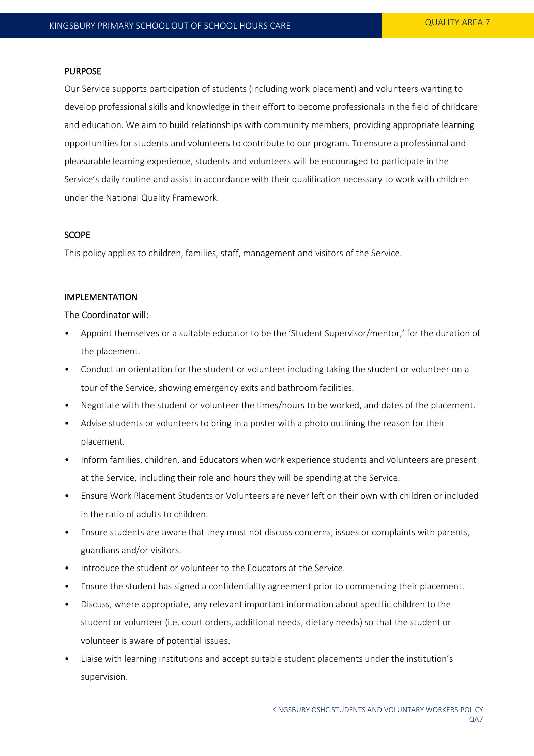## PURPOSE

Our Service supports participation of students (including work placement) and volunteers wanting to develop professional skills and knowledge in their effort to become professionals in the field of childcare and education. We aim to build relationships with community members, providing appropriate learning opportunities for students and volunteers to contribute to our program. To ensure a professional and pleasurable learning experience, students and volunteers will be encouraged to participate in the Service's daily routine and assist in accordance with their qualification necessary to work with children under the National Quality Framework.

## SCOPE

This policy applies to children, families, staff, management and visitors of the Service.

## IMPLEMENTATION

### The Coordinator will:

- Appoint themselves or a suitable educator to be the 'Student Supervisor/mentor,' for the duration of the placement.
- Conduct an orientation for the student or volunteer including taking the student or volunteer on a tour of the Service, showing emergency exits and bathroom facilities.
- Negotiate with the student or volunteer the times/hours to be worked, and dates of the placement.
- Advise students or volunteers to bring in a poster with a photo outlining the reason for their placement.
- Inform families, children, and Educators when work experience students and volunteers are present at the Service, including their role and hours they will be spending at the Service.
- Ensure Work Placement Students or Volunteers are never left on their own with children or included in the ratio of adults to children.
- Ensure students are aware that they must not discuss concerns, issues or complaints with parents, guardians and/or visitors.
- Introduce the student or volunteer to the Educators at the Service.
- Ensure the student has signed a confidentiality agreement prior to commencing their placement.
- Discuss, where appropriate, any relevant important information about specific children to the student or volunteer (i.e. court orders, additional needs, dietary needs) so that the student or volunteer is aware of potential issues.
- Liaise with learning institutions and accept suitable student placements under the institution's supervision.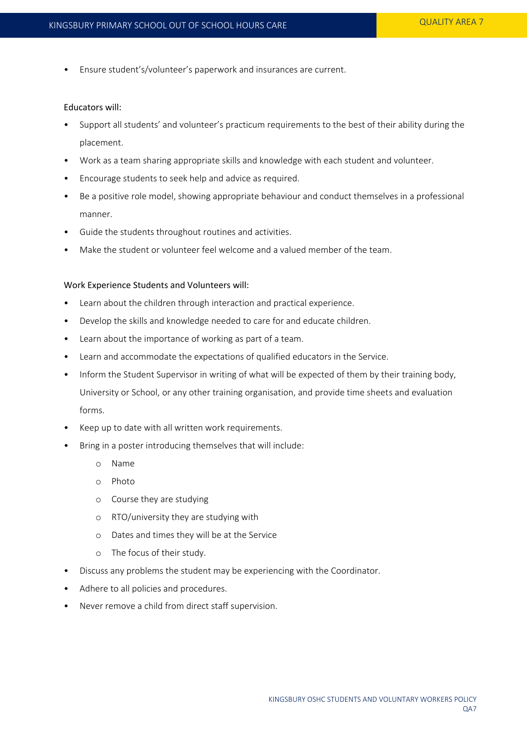- Ensure student's/volunteer's paperwork and insurances are current.

Educators will:

- Support all students' and volunteer's practicum requirements to the best of their ability during the placement.
- Work as a team sharing appropriate skills and knowledge with each student and volunteer.
- Encourage students to seek help and advice as required.
- Be a positive role model, showing appropriate behaviour and conduct themselves in a professional manner.
- Guide the students throughout routines and activities.
- Make the student or volunteer feel welcome and a valued member of the team.

Work Experience Students and Volunteers will:

- Learn about the children through interaction and practical experience.
- Develop the skills and knowledge needed to care for and educate children.
- Learn about the importance of working as part of a team.
- Learn and accommodate the expectations of qualified educators in the Service.
- Inform the Student Supervisor in writing of what will be expected of them by their training body, University or School, or any other training organisation, and provide time sheets and evaluation forms.
- Keep up to date with all written work requirements.
- Bring in a poster introducing themselves that will include:
    - Name
    - Photo
    - Course they are studying
    - RTO/university they are studying with
    - Dates and times they will be at the Service
    - The focus of their study.
- Discuss any problems the student may be experiencing with the Coordinator.
- Adhere to all policies and procedures.
- Never remove a child from direct staff supervision.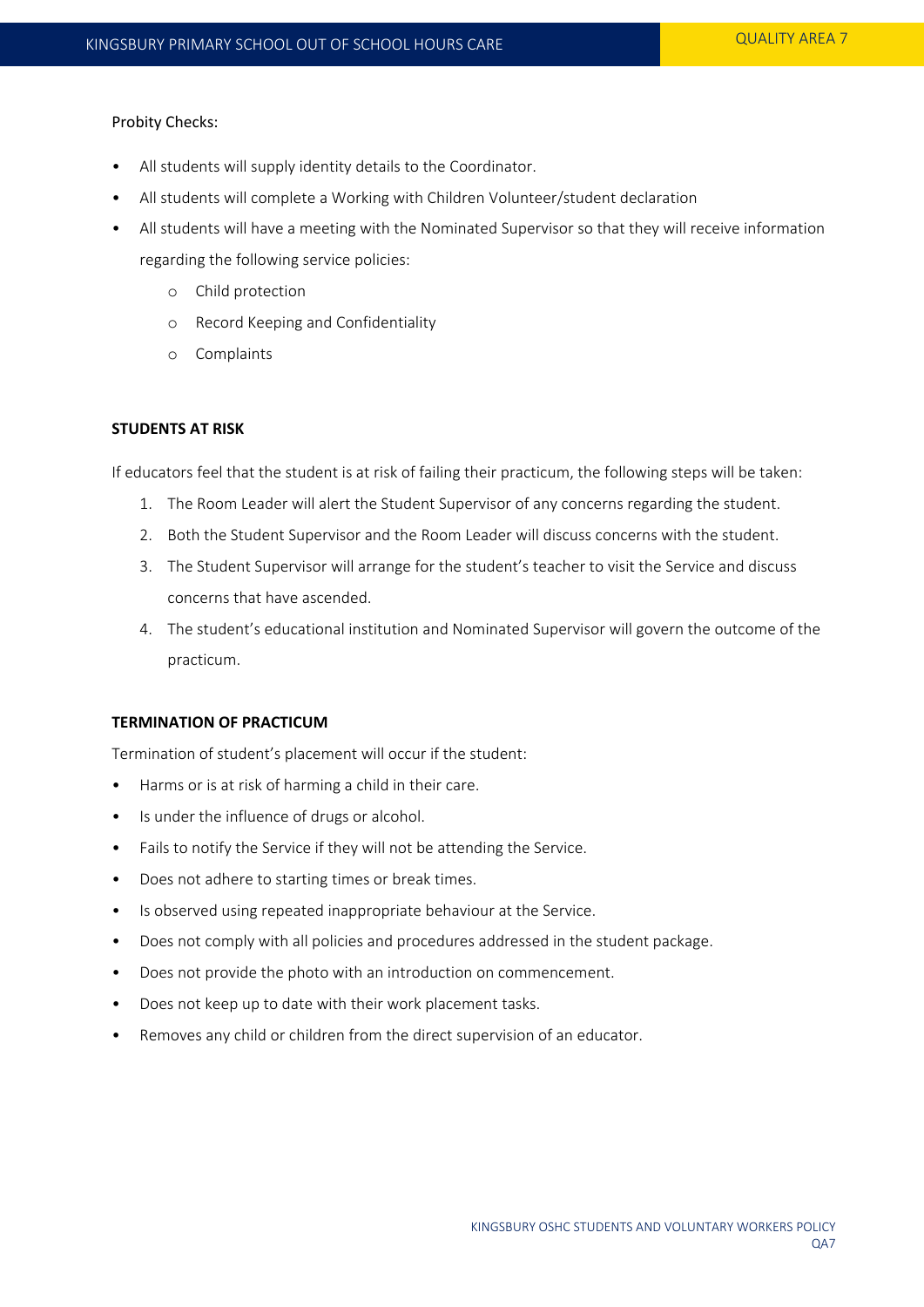Probity Checks:

- All students will supply identity details to the Coordinator.
- All students will complete a Working with Children Volunteer/student declaration
- All students will have a meeting with the Nominated Supervisor so that they will receive information regarding the following service policies:
    - Child protection
    - Record Keeping and Confidentiality
    - Complaints

**STUDENTS AT RISK**

If educators feel that the student is at risk of failing their practicum, the following steps will be taken:

1. The Room Leader will alert the Student Supervisor of any concerns regarding the student.
2. Both the Student Supervisor and the Room Leader will discuss concerns with the student.
3. The Student Supervisor will arrange for the student's teacher to visit the Service and discuss concerns that have ascended.
4. The student's educational institution and Nominated Supervisor will govern the outcome of the practicum.

**TERMINATION OF PRACTICUM**

Termination of student's placement will occur if the student:

- Harms or is at risk of harming a child in their care.
- Is under the influence of drugs or alcohol.
- Fails to notify the Service if they will not be attending the Service.
- Does not adhere to starting times or break times.
- Is observed using repeated inappropriate behaviour at the Service.
- Does not comply with all policies and procedures addressed in the student package.
- Does not provide the photo with an introduction on commencement.
- Does not keep up to date with their work placement tasks.
- Removes any child or children from the direct supervision of an educator.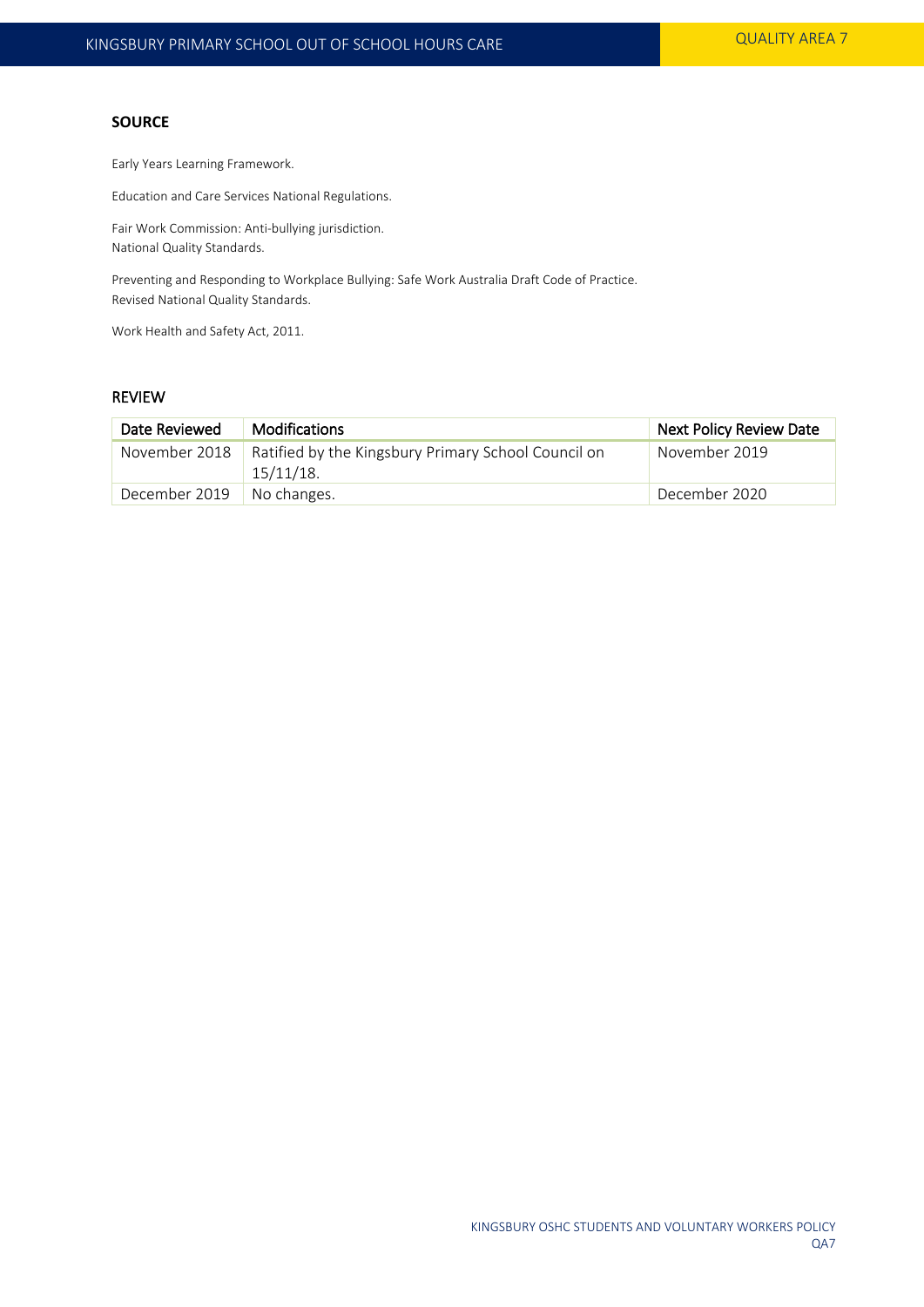## SOURCE

Early Years Learning Framework.

Education and Care Services National Regulations.

Fair Work Commission: Anti-bullying jurisdiction.
National Quality Standards.

Preventing and Responding to Workplace Bullying: Safe Work Australia Draft Code of Practice.
Revised National Quality Standards.

Work Health and Safety Act, 2011.

## REVIEW

| Date Reviewed | Modifications | Next Policy Review Date |
|---|---|---|
| November 2018 | Ratified by the Kingsbury Primary School Council on 15/11/18. | November 2019 |
| December 2019 | No changes. | December 2020 |